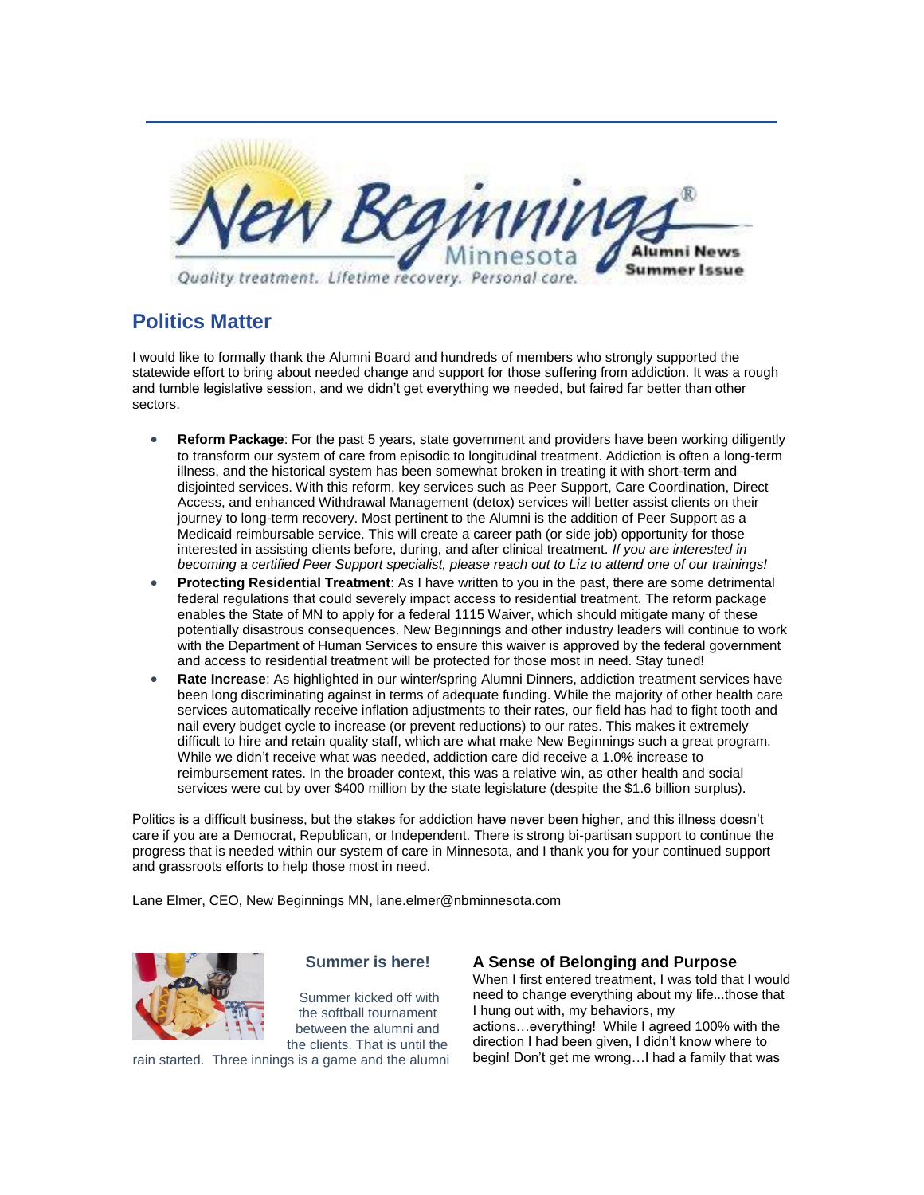New Beginnings® Minnesota

Quality treatment. Lifetime recovery. Personal care.

**Alumni News**
**Summer Issue**

## Politics Matter

I would like to formally thank the Alumni Board and hundreds of members who strongly supported the statewide effort to bring about needed change and support for those suffering from addiction. It was a rough and tumble legislative session, and we didn't get everything we needed, but faired far better than other sectors.

- **Reform Package**: For the past 5 years, state government and providers have been working diligently to transform our system of care from episodic to longitudinal treatment. Addiction is often a long-term illness, and the historical system has been somewhat broken in treating it with short-term and disjointed services. With this reform, key services such as Peer Support, Care Coordination, Direct Access, and enhanced Withdrawal Management (detox) services will better assist clients on their journey to long-term recovery. Most pertinent to the Alumni is the addition of Peer Support as a Medicaid reimbursable service. This will create a career path (or side job) opportunity for those interested in assisting clients before, during, and after clinical treatment. *If you are interested in becoming a certified Peer Support specialist, please reach out to Liz to attend one of our trainings!*
- **Protecting Residential Treatment**: As I have written to you in the past, there are some detrimental federal regulations that could severely impact access to residential treatment. The reform package enables the State of MN to apply for a federal 1115 Waiver, which should mitigate many of these potentially disastrous consequences. New Beginnings and other industry leaders will continue to work with the Department of Human Services to ensure this waiver is approved by the federal government and access to residential treatment will be protected for those most in need. Stay tuned!
- **Rate Increase**: As highlighted in our winter/spring Alumni Dinners, addiction treatment services have been long discriminating against in terms of adequate funding. While the majority of other health care services automatically receive inflation adjustments to their rates, our field has had to fight tooth and nail every budget cycle to increase (or prevent reductions) to our rates. This makes it extremely difficult to hire and retain quality staff, which are what make New Beginnings such a great program. While we didn't receive what was needed, addiction care did receive a 1.0% increase to reimbursement rates. In the broader context, this was a relative win, as other health and social services were cut by over $400 million by the state legislature (despite the $1.6 billion surplus).

Politics is a difficult business, but the stakes for addiction have never been higher, and this illness doesn't care if you are a Democrat, Republican, or Independent. There is strong bi-partisan support to continue the progress that is needed within our system of care in Minnesota, and I thank you for your continued support and grassroots efforts to help those most in need.

Lane Elmer, CEO, New Beginnings MN, lane.elmer@nbminnesota.com

### Summer is here!

Summer kicked off with the softball tournament between the alumni and the clients. That is until the rain started. Three innings is a game and the alumni

### A Sense of Belonging and Purpose

When I first entered treatment, I was told that I would need to change everything about my life...those that I hung out with, my behaviors, my actions…everything! While I agreed 100% with the direction I had been given, I didn't know where to begin! Don't get me wrong…I had a family that was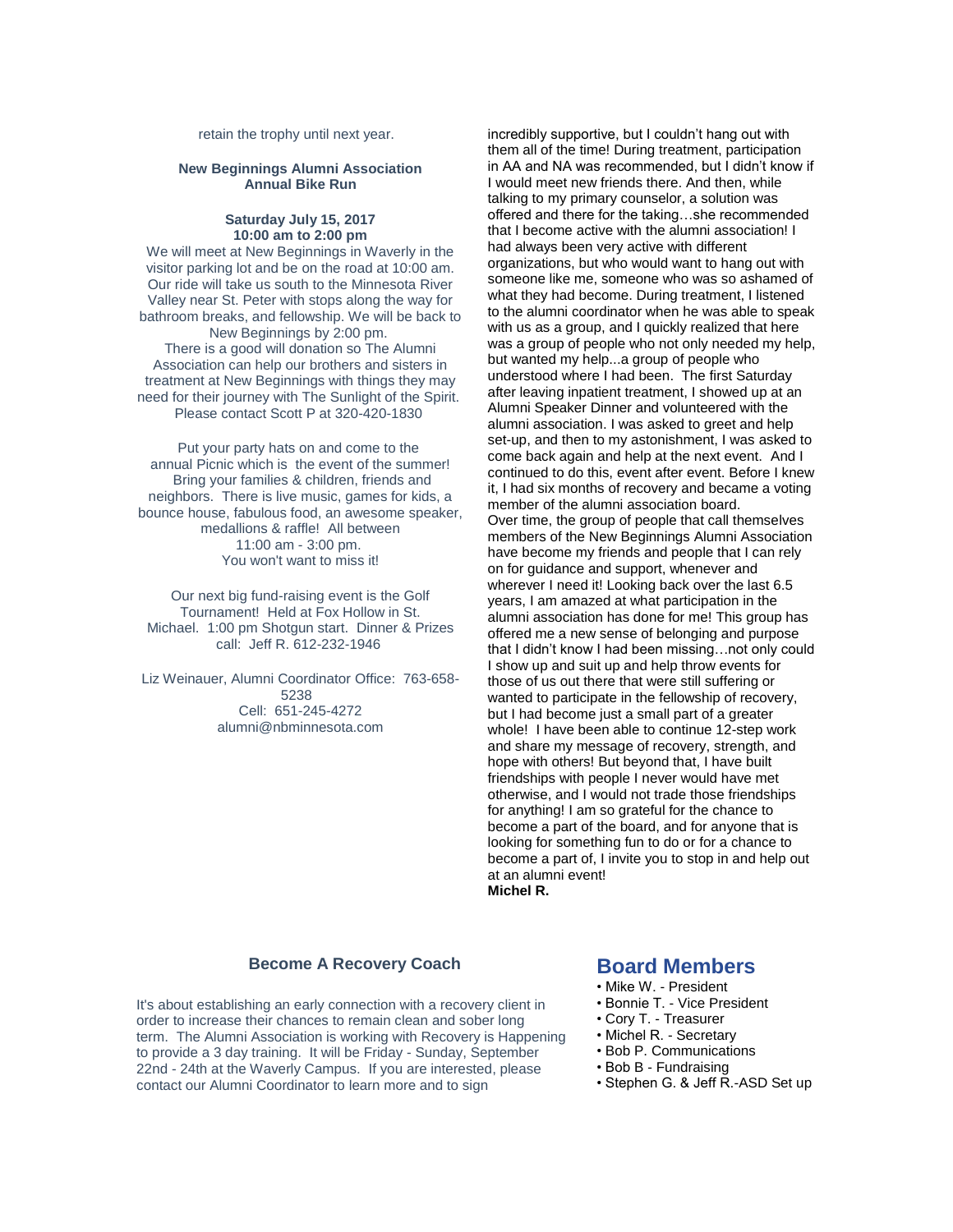retain the trophy until next year.

**New Beginnings Alumni Association**
**Annual Bike Run**

**Saturday July 15, 2017**
**10:00 am to 2:00 pm**

We will meet at New Beginnings in Waverly in the visitor parking lot and be on the road at 10:00 am. Our ride will take us south to the Minnesota River Valley near St. Peter with stops along the way for bathroom breaks, and fellowship. We will be back to New Beginnings by 2:00 pm.
There is a good will donation so The Alumni Association can help our brothers and sisters in treatment at New Beginnings with things they may need for their journey with The Sunlight of the Spirit. Please contact Scott P at 320-420-1830

Put your party hats on and come to the annual Picnic which is the event of the summer! Bring your families & children, friends and neighbors. There is live music, games for kids, a bounce house, fabulous food, an awesome speaker, medallions & raffle! All between 11:00 am - 3:00 pm.
You won't want to miss it!

Our next big fund-raising event is the Golf Tournament! Held at Fox Hollow in St. Michael. 1:00 pm Shotgun start. Dinner & Prizes call: Jeff R. 612-232-1946

Liz Weinauer, Alumni Coordinator Office: 763-658-5238
Cell: 651-245-4272
alumni@nbminnesota.com

incredibly supportive, but I couldn't hang out with them all of the time! During treatment, participation in AA and NA was recommended, but I didn't know if I would meet new friends there. And then, while talking to my primary counselor, a solution was offered and there for the taking…she recommended that I become active with the alumni association! I had always been very active with different organizations, but who would want to hang out with someone like me, someone who was so ashamed of what they had become. During treatment, I listened to the alumni coordinator when he was able to speak with us as a group, and I quickly realized that here was a group of people who not only needed my help, but wanted my help...a group of people who understood where I had been. The first Saturday after leaving inpatient treatment, I showed up at an Alumni Speaker Dinner and volunteered with the alumni association. I was asked to greet and help set-up, and then to my astonishment, I was asked to come back again and help at the next event. And I continued to do this, event after event. Before I knew it, I had six months of recovery and became a voting member of the alumni association board.
Over time, the group of people that call themselves members of the New Beginnings Alumni Association have become my friends and people that I can rely on for guidance and support, whenever and wherever I need it! Looking back over the last 6.5 years, I am amazed at what participation in the alumni association has done for me! This group has offered me a new sense of belonging and purpose that I didn't know I had been missing…not only could I show up and suit up and help throw events for those of us out there that were still suffering or wanted to participate in the fellowship of recovery, but I had become just a small part of a greater whole! I have been able to continue 12-step work and share my message of recovery, strength, and hope with others! But beyond that, I have built friendships with people I never would have met otherwise, and I would not trade those friendships for anything! I am so grateful for the chance to become a part of the board, and for anyone that is looking for something fun to do or for a chance to become a part of, I invite you to stop in and help out at an alumni event!
**Michel R.**

### Become A Recovery Coach

It's about establishing an early connection with a recovery client in order to increase their chances to remain clean and sober long term. The Alumni Association is working with Recovery is Happening to provide a 3 day training. It will be Friday - Sunday, September 22nd - 24th at the Waverly Campus. If you are interested, please contact our Alumni Coordinator to learn more and to sign

## Board Members

- Mike W. - President
- Bonnie T. - Vice President
- Cory T. - Treasurer
- Michel R. - Secretary
- Bob P. Communications
- Bob B - Fundraising
- Stephen G. & Jeff R.-ASD Set up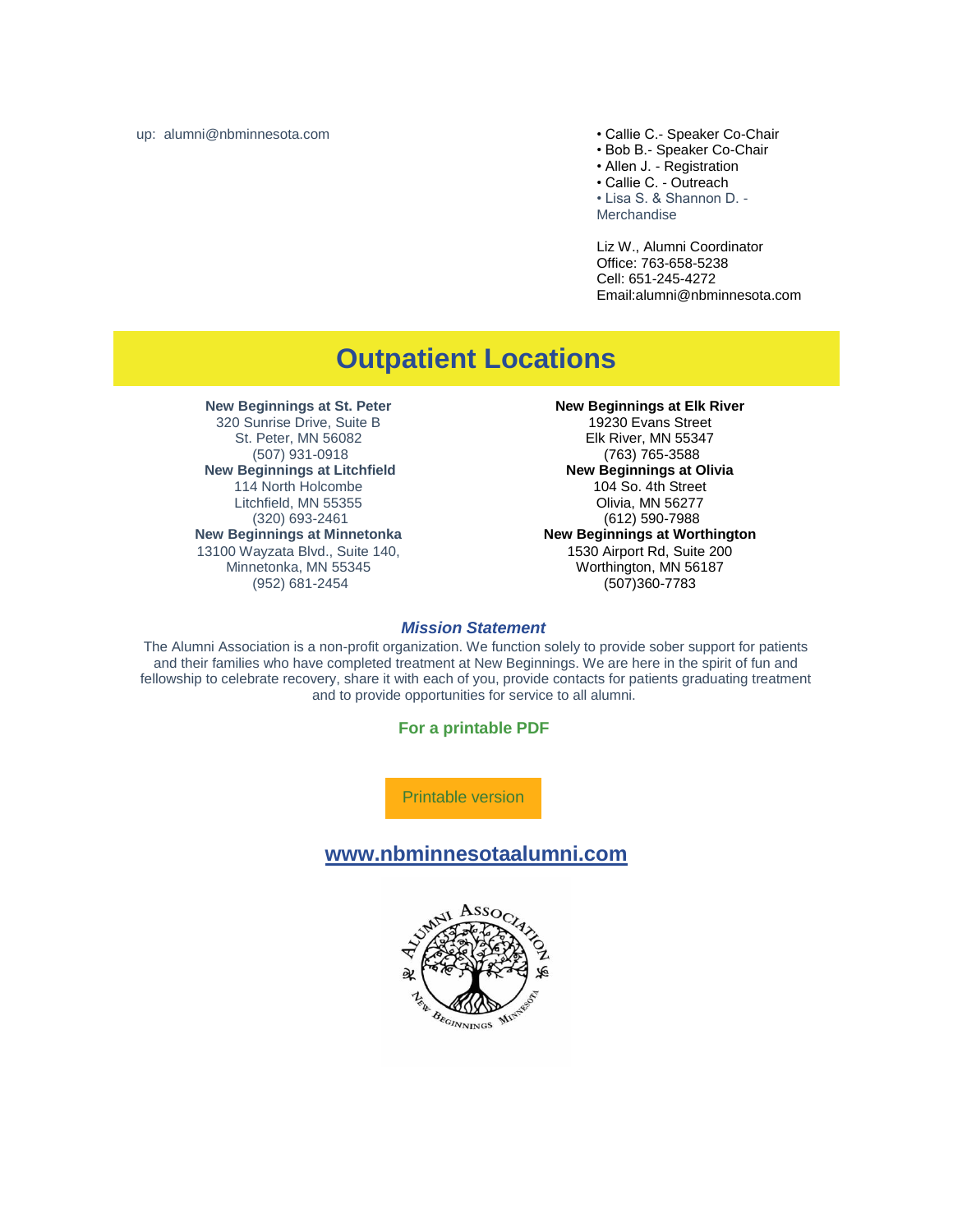up: alumni@nbminnesota.com

- Callie C.- Speaker Co-Chair
- Bob B.- Speaker Co-Chair
- Allen J. - Registration
- Callie C. - Outreach
- Lisa S. & Shannon D. - Merchandise

Liz W., Alumni Coordinator
Office: 763-658-5238
Cell: 651-245-4272
Email:alumni@nbminnesota.com

## Outpatient Locations

**New Beginnings at St. Peter**
320 Sunrise Drive, Suite B
St. Peter, MN 56082
(507) 931-0918

**New Beginnings at Litchfield**
114 North Holcombe
Litchfield, MN 55355
(320) 693-2461

**New Beginnings at Minnetonka**
13100 Wayzata Blvd., Suite 140,
Minnetonka, MN 55345
(952) 681-2454

**New Beginnings at Elk River**
19230 Evans Street
Elk River, MN 55347
(763) 765-3588

**New Beginnings at Olivia**
104 So. 4th Street
Olivia, MN 56277
(612) 590-7988

**New Beginnings at Worthington**
1530 Airport Rd, Suite 200
Worthington, MN 56187
(507)360-7783

### *Mission Statement*

The Alumni Association is a non-profit organization. We function solely to provide sober support for patients and their families who have completed treatment at New Beginnings. We are here in the spirit of fun and fellowship to celebrate recovery, share it with each of you, provide contacts for patients graduating treatment and to provide opportunities for service to all alumni.

**For a printable PDF**

Printable version

**www.nbminnesotaalumni.com**

Alumni Association
New Beginnings Minnesota